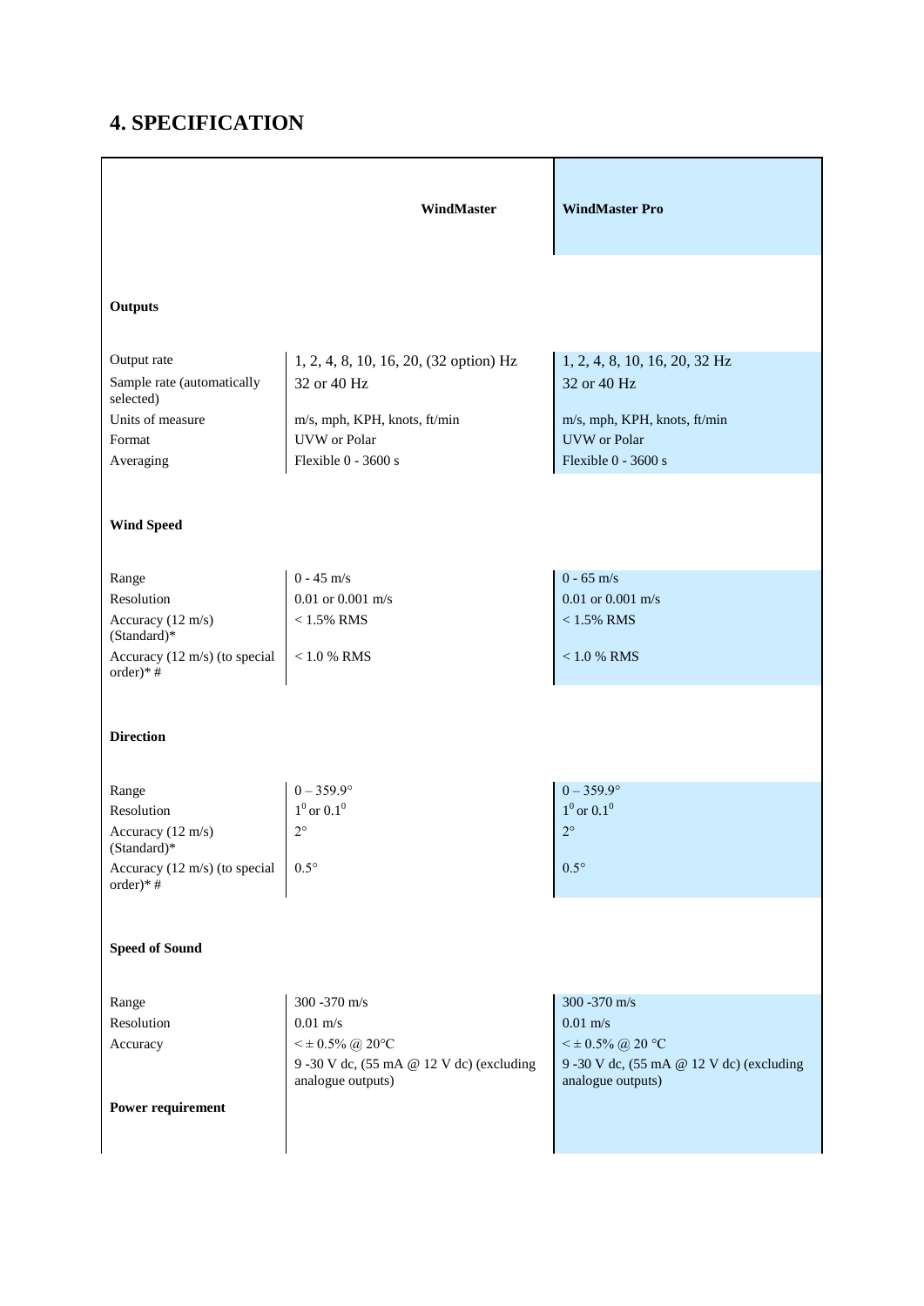## 4. SPECIFICATION

| | WindMaster | WindMaster Pro |
|---|---|---|
| **Outputs** | | |
| Output rate | 1, 2, 4, 8, 10, 16, 20, (32 option) Hz | 1, 2, 4, 8, 10, 16, 20, 32 Hz |
| Sample rate (automatically selected) | 32 or 40 Hz | 32 or 40 Hz |
| Units of measure | m/s, mph, KPH, knots, ft/min | m/s, mph, KPH, knots, ft/min |
| Format | UVW or Polar | UVW or Polar |
| Averaging | Flexible 0 - 3600 s | Flexible 0 - 3600 s |
| **Wind Speed** | | |
| Range | 0 - 45 m/s | 0 - 65 m/s |
| Resolution | 0.01 or 0.001 m/s | 0.01 or 0.001 m/s |
| Accuracy (12 m/s) (Standard)* | < 1.5% RMS | < 1.5% RMS |
| Accuracy (12 m/s) (to special order)* # | < 1.0 % RMS | < 1.0 % RMS |
| **Direction** | | |
| Range | 0 – 359.9° | 0 – 359.9° |
| Resolution | $1^0$ or $0.1^0$ | $1^0$ or $0.1^0$ |
| Accuracy (12 m/s) (Standard)* | 2° | 2° |
| Accuracy (12 m/s) (to special order)* # | 0.5° | 0.5° |
| **Speed of Sound** | | |
| Range | 300 -370 m/s | 300 -370 m/s |
| Resolution | 0.01 m/s | 0.01 m/s |
| Accuracy | < ± 0.5% @ 20°C | < ± 0.5% @ 20 °C |
| **Power requirement** | 9 -30 V dc, (55 mA @ 12 V dc) (excluding analogue outputs) | 9 -30 V dc, (55 mA @ 12 V dc) (excluding analogue outputs) |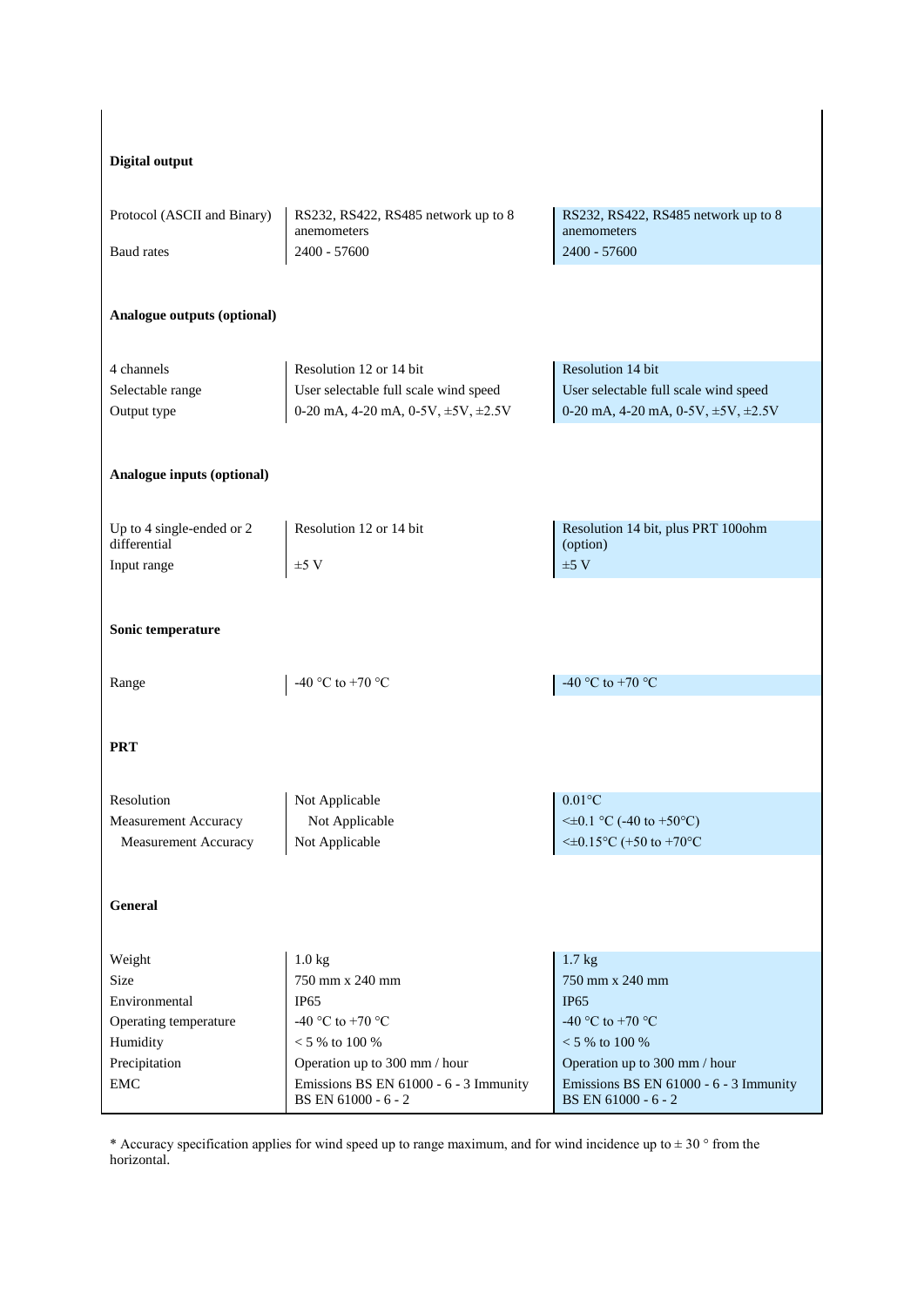| | | |
|---|---|---|
| **Digital output** | | |
| Protocol (ASCII and Binary) | RS232, RS422, RS485 network up to 8 anemometers | RS232, RS422, RS485 network up to 8 anemometers |
| Baud rates | 2400 - 57600 | 2400 - 57600 |
| **Analogue outputs (optional)** | | |
| 4 channels | Resolution 12 or 14 bit | Resolution 14 bit |
| Selectable range | User selectable full scale wind speed | User selectable full scale wind speed |
| Output type | 0-20 mA, 4-20 mA, 0-5V, ±5V, ±2.5V | 0-20 mA, 4-20 mA, 0-5V, ±5V, ±2.5V |
| **Analogue inputs (optional)** | | |
| Up to 4 single-ended or 2 differential | Resolution 12 or 14 bit | Resolution 14 bit, plus PRT 100ohm (option) |
| Input range | ±5 V | ±5 V |
| **Sonic temperature** | | |
| Range | -40 °C to +70 °C | -40 °C to +70 °C |
| **PRT** | | |
| Resolution | Not Applicable | 0.01°C |
| Measurement Accuracy | Not Applicable | <±0.1 °C (-40 to +50°C) |
| Measurement Accuracy | Not Applicable | <±0.15°C (+50 to +70°C) |
| **General** | | |
| Weight | 1.0 kg | 1.7 kg |
| Size | 750 mm x 240 mm | 750 mm x 240 mm |
| Environmental | IP65 | IP65 |
| Operating temperature | -40 °C to +70 °C | -40 °C to +70 °C |
| Humidity | < 5 % to 100 % | < 5 % to 100 % |
| Precipitation | Operation up to 300 mm / hour | Operation up to 300 mm / hour |
| EMC | Emissions BS EN 61000 - 6 - 3 Immunity BS EN 61000 - 6 - 2 | Emissions BS EN 61000 - 6 - 3 Immunity BS EN 61000 - 6 - 2 |

* Accuracy specification applies for wind speed up to range maximum, and for wind incidence up to ± 30 ° from the horizontal.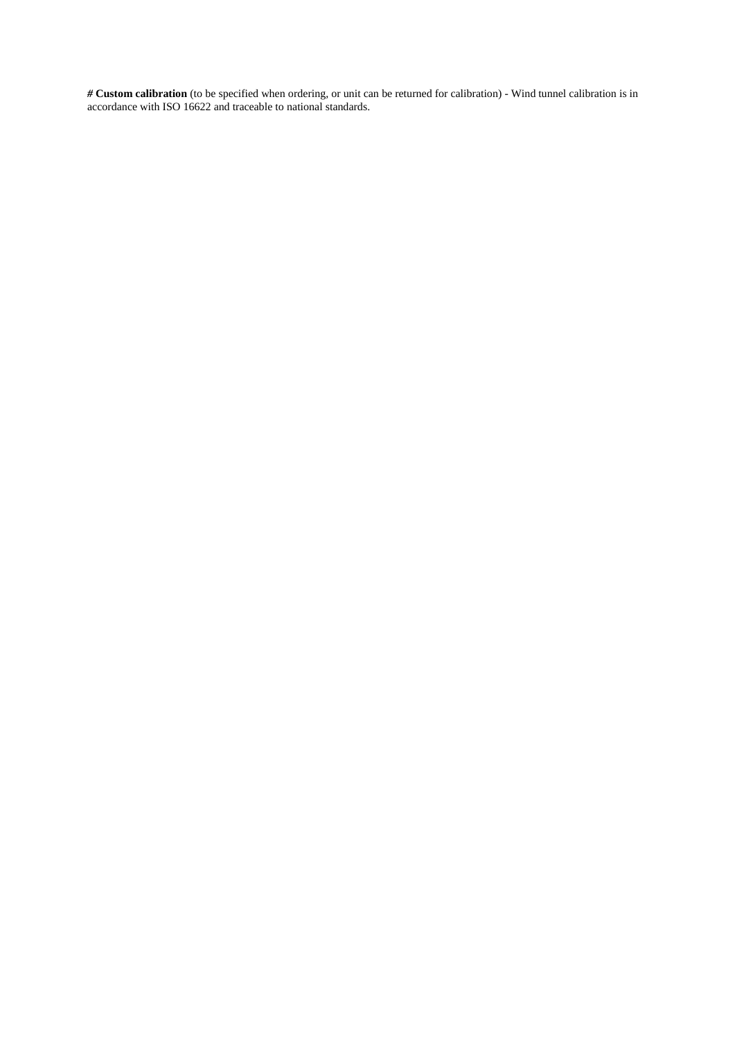# **Custom calibration** (to be specified when ordering, or unit can be returned for calibration) - Wind tunnel calibration is in accordance with ISO 16622 and traceable to national standards.